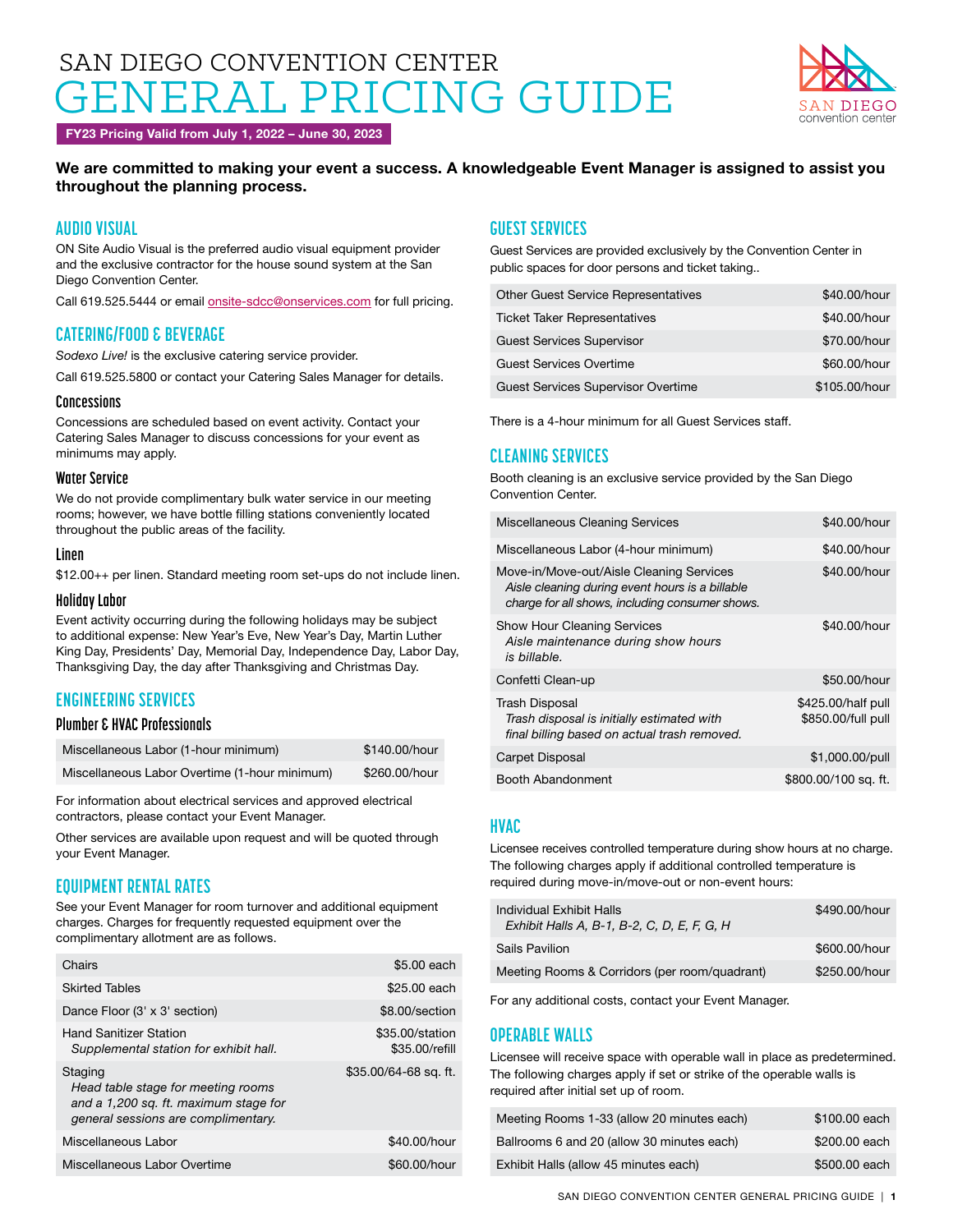# SAN DIEGO CONVENTION CENTER
# GENERAL PRICING GUIDE

**FY23 Pricing Valid from July 1, 2022 – June 30, 2023**

**We are committed to making your event a success. A knowledgeable Event Manager is assigned to assist you throughout the planning process.**

## AUDIO VISUAL

ON Site Audio Visual is the preferred audio visual equipment provider and the exclusive contractor for the house sound system at the San Diego Convention Center.

Call 619.525.5444 or email onsite-sdcc@onservices.com for full pricing.

## CATERING/FOOD & BEVERAGE

*Sodexo Live!* is the exclusive catering service provider.

Call 619.525.5800 or contact your Catering Sales Manager for details.

### Concessions

Concessions are scheduled based on event activity. Contact your Catering Sales Manager to discuss concessions for your event as minimums may apply.

### Water Service

We do not provide complimentary bulk water service in our meeting rooms; however, we have bottle filling stations conveniently located throughout the public areas of the facility.

### Linen

$12.00++ per linen. Standard meeting room set-ups do not include linen.

### Holiday Labor

Event activity occurring during the following holidays may be subject to additional expense: New Year's Eve, New Year's Day, Martin Luther King Day, Presidents' Day, Memorial Day, Independence Day, Labor Day, Thanksgiving Day, the day after Thanksgiving and Christmas Day.

## ENGINEERING SERVICES

### Plumber & HVAC Professionals

| Service | Rate |
|---|---|
| Miscellaneous Labor (1-hour minimum) | $140.00/hour |
| Miscellaneous Labor Overtime (1-hour minimum) | $260.00/hour |

For information about electrical services and approved electrical contractors, please contact your Event Manager.

Other services are available upon request and will be quoted through your Event Manager.

## EQUIPMENT RENTAL RATES

See your Event Manager for room turnover and additional equipment charges. Charges for frequently requested equipment over the complimentary allotment are as follows.

| Item | Rate |
|---|---|
| Chairs | $5.00 each |
| Skirted Tables | $25.00 each |
| Dance Floor (3' x 3' section) | $8.00/section |
| Hand Sanitizer Station *Supplemental station for exhibit hall.* | $35.00/station $35.00/refill |
| Staging *Head table stage for meeting rooms and a 1,200 sq. ft. maximum stage for general sessions are complimentary.* | $35.00/64-68 sq. ft. |
| Miscellaneous Labor | $40.00/hour |
| Miscellaneous Labor Overtime | $60.00/hour |

## GUEST SERVICES

Guest Services are provided exclusively by the Convention Center in public spaces for door persons and ticket taking..

| Service | Rate |
|---|---|
| Other Guest Service Representatives | $40.00/hour |
| Ticket Taker Representatives | $40.00/hour |
| Guest Services Supervisor | $70.00/hour |
| Guest Services Overtime | $60.00/hour |
| Guest Services Supervisor Overtime | $105.00/hour |

There is a 4-hour minimum for all Guest Services staff.

## CLEANING SERVICES

Booth cleaning is an exclusive service provided by the San Diego Convention Center.

| Service | Rate |
|---|---|
| Miscellaneous Cleaning Services | $40.00/hour |
| Miscellaneous Labor (4-hour minimum) | $40.00/hour |
| Move-in/Move-out/Aisle Cleaning Services *Aisle cleaning during event hours is a billable charge for all shows, including consumer shows.* | $40.00/hour |
| Show Hour Cleaning Services *Aisle maintenance during show hours is billable.* | $40.00/hour |
| Confetti Clean-up | $50.00/hour |
| Trash Disposal *Trash disposal is initially estimated with final billing based on actual trash removed.* | $425.00/half pull $850.00/full pull |
| Carpet Disposal | $1,000.00/pull |
| Booth Abandonment | $800.00/100 sq. ft. |

## HVAC

Licensee receives controlled temperature during show hours at no charge. The following charges apply if additional controlled temperature is required during move-in/move-out or non-event hours:

| Area | Rate |
|---|---|
| Individual Exhibit Halls *Exhibit Halls A, B-1, B-2, C, D, E, F, G, H* | $490.00/hour |
| Sails Pavilion | $600.00/hour |
| Meeting Rooms & Corridors (per room/quadrant) | $250.00/hour |

For any additional costs, contact your Event Manager.

## OPERABLE WALLS

Licensee will receive space with operable wall in place as predetermined. The following charges apply if set or strike of the operable walls is required after initial set up of room.

| Area | Rate |
|---|---|
| Meeting Rooms 1-33 (allow 20 minutes each) | $100.00 each |
| Ballrooms 6 and 20 (allow 30 minutes each) | $200.00 each |
| Exhibit Halls (allow 45 minutes each) | $500.00 each |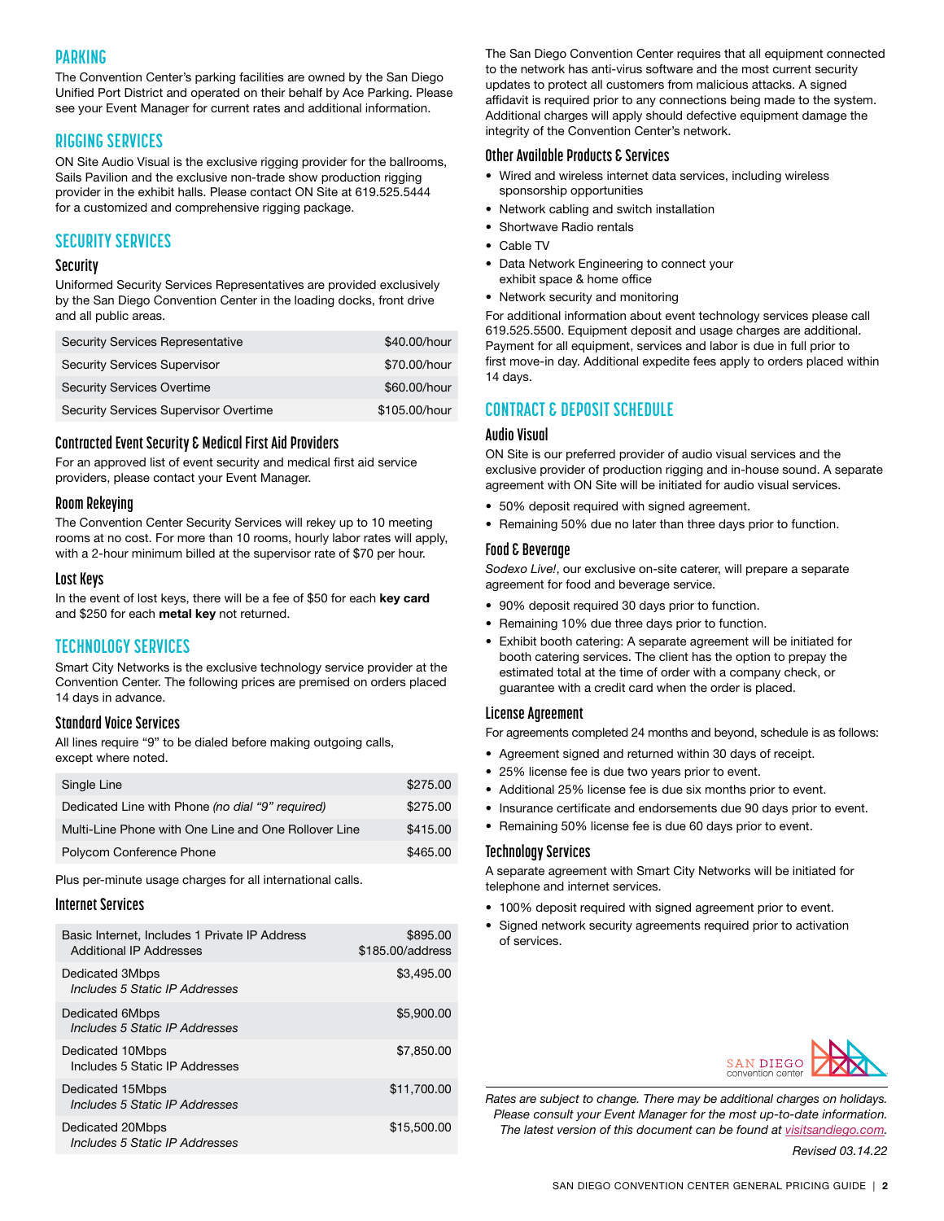## PARKING

The Convention Center's parking facilities are owned by the San Diego Unified Port District and operated on their behalf by Ace Parking. Please see your Event Manager for current rates and additional information.

## RIGGING SERVICES

ON Site Audio Visual is the exclusive rigging provider for the ballrooms, Sails Pavilion and the exclusive non-trade show production rigging provider in the exhibit halls. Please contact ON Site at 619.525.5444 for a customized and comprehensive rigging package.

## SECURITY SERVICES

### Security

Uniformed Security Services Representatives are provided exclusively by the San Diego Convention Center in the loading docks, front drive and all public areas.

| | |
|---|---|
| Security Services Representative | $40.00/hour |
| Security Services Supervisor | $70.00/hour |
| Security Services Overtime | $60.00/hour |
| Security Services Supervisor Overtime | $105.00/hour |

### Contracted Event Security & Medical First Aid Providers

For an approved list of event security and medical first aid service providers, please contact your Event Manager.

### Room Rekeying

The Convention Center Security Services will rekey up to 10 meeting rooms at no cost. For more than 10 rooms, hourly labor rates will apply, with a 2-hour minimum billed at the supervisor rate of $70 per hour.

### Lost Keys

In the event of lost keys, there will be a fee of $50 for each **key card** and $250 for each **metal key** not returned.

## TECHNOLOGY SERVICES

Smart City Networks is the exclusive technology service provider at the Convention Center. The following prices are premised on orders placed 14 days in advance.

### Standard Voice Services

All lines require "9" to be dialed before making outgoing calls, except where noted.

| | |
|---|---|
| Single Line | $275.00 |
| Dedicated Line with Phone *(no dial "9" required)* | $275.00 |
| Multi-Line Phone with One Line and One Rollover Line | $415.00 |
| Polycom Conference Phone | $465.00 |

Plus per-minute usage charges for all international calls.

### Internet Services

| | |
|---|---|
| Basic Internet, Includes 1 Private IP Address<br>Additional IP Addresses | $895.00<br>$185.00/address |
| Dedicated 3Mbps<br>*Includes 5 Static IP Addresses* | $3,495.00 |
| Dedicated 6Mbps<br>*Includes 5 Static IP Addresses* | $5,900.00 |
| Dedicated 10Mbps<br>Includes 5 Static IP Addresses | $7,850.00 |
| Dedicated 15Mbps<br>*Includes 5 Static IP Addresses* | $11,700.00 |
| Dedicated 20Mbps<br>*Includes 5 Static IP Addresses* | $15,500.00 |

The San Diego Convention Center requires that all equipment connected to the network has anti-virus software and the most current security updates to protect all customers from malicious attacks. A signed affidavit is required prior to any connections being made to the system. Additional charges will apply should defective equipment damage the integrity of the Convention Center's network.

### Other Available Products & Services

- Wired and wireless internet data services, including wireless sponsorship opportunities
- Network cabling and switch installation
- Shortwave Radio rentals
- Cable TV
- Data Network Engineering to connect your exhibit space & home office
- Network security and monitoring

For additional information about event technology services please call 619.525.5500. Equipment deposit and usage charges are additional. Payment for all equipment, services and labor is due in full prior to first move-in day. Additional expedite fees apply to orders placed within 14 days.

## CONTRACT & DEPOSIT SCHEDULE

### Audio Visual

ON Site is our preferred provider of audio visual services and the exclusive provider of production rigging and in-house sound. A separate agreement with ON Site will be initiated for audio visual services.

- 50% deposit required with signed agreement.
- Remaining 50% due no later than three days prior to function.

### Food & Beverage

*Sodexo Live!*, our exclusive on-site caterer, will prepare a separate agreement for food and beverage service.

- 90% deposit required 30 days prior to function.
- Remaining 10% due three days prior to function.
- Exhibit booth catering: A separate agreement will be initiated for booth catering services. The client has the option to prepay the estimated total at the time of order with a company check, or guarantee with a credit card when the order is placed.

### License Agreement

For agreements completed 24 months and beyond, schedule is as follows:

- Agreement signed and returned within 30 days of receipt.
- 25% license fee is due two years prior to event.
- Additional 25% license fee is due six months prior to event.
- Insurance certificate and endorsements due 90 days prior to event.
- Remaining 50% license fee is due 60 days prior to event.

### Technology Services

A separate agreement with Smart City Networks will be initiated for telephone and internet services.

- 100% deposit required with signed agreement prior to event.
- Signed network security agreements required prior to activation of services.

SAN DIEGO convention center

*Rates are subject to change. There may be additional charges on holidays. Please consult your Event Manager for the most up-to-date information. The latest version of this document can be found at visitsandiego.com.*

*Revised 03.14.22*